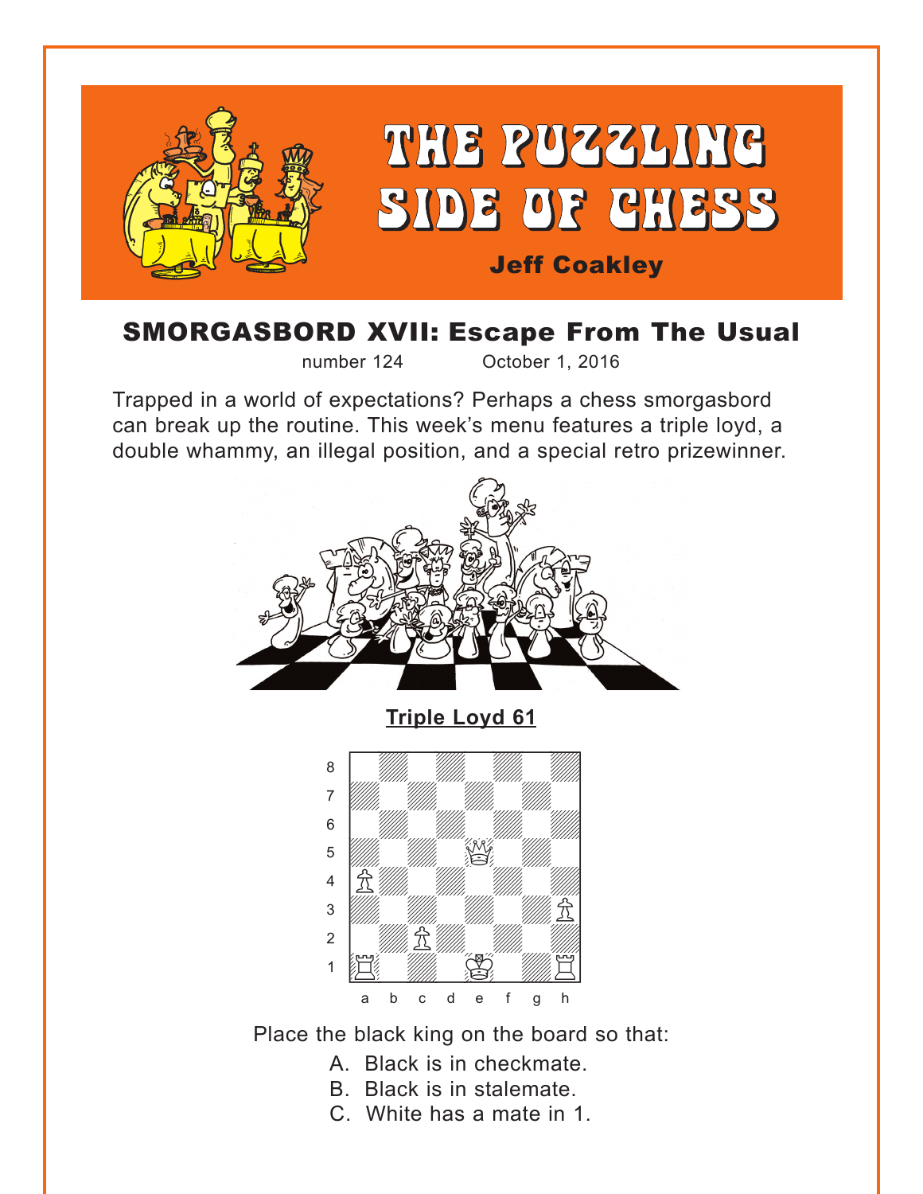# THE PUZZLING SIDE OF CHESS

**Jeff Coakley**

## SMORGASBORD XVII: Escape From The Usual

number 124 October 1, 2016

Trapped in a world of expectations? Perhaps a chess smorgasbord can break up the routine. This week's menu features a triple loyd, a double whammy, an illegal position, and a special retro prizewinner.

### Triple Loyd 61

White: Ke1, Qe5, Ra1, Rh1, Pa4, Pc2, Ph3

Place the black king on the board so that:

A. Black is in checkmate.
B. Black is in stalemate.
C. White has a mate in 1.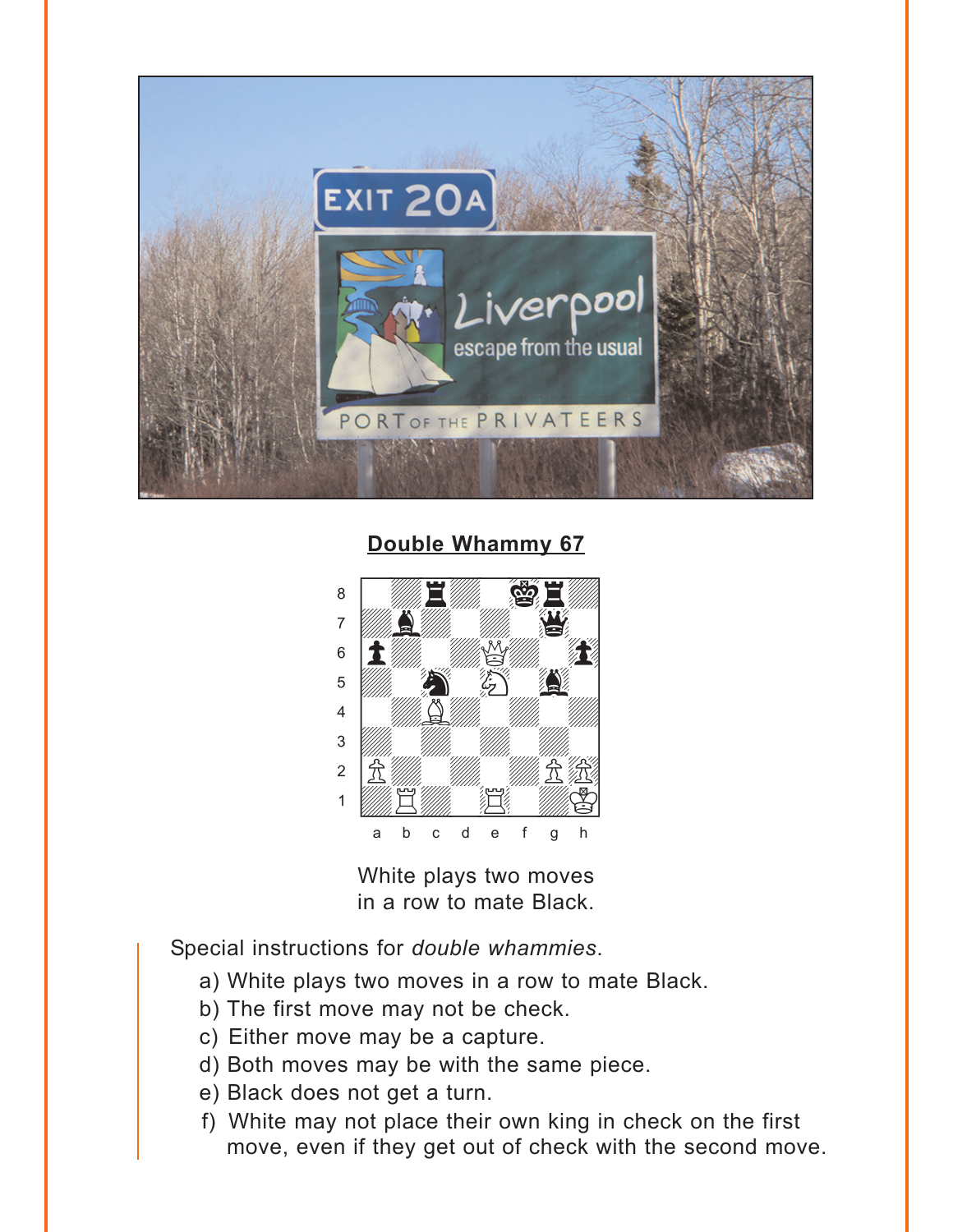**Double Whammy 67**

White plays two moves in a row to mate Black.

Special instructions for *double whammies*.

a) White plays two moves in a row to mate Black.
b) The first move may not be check.
c) Either move may be a capture.
d) Both moves may be with the same piece.
e) Black does not get a turn.
f) White may not place their own king in check on the first move, even if they get out of check with the second move.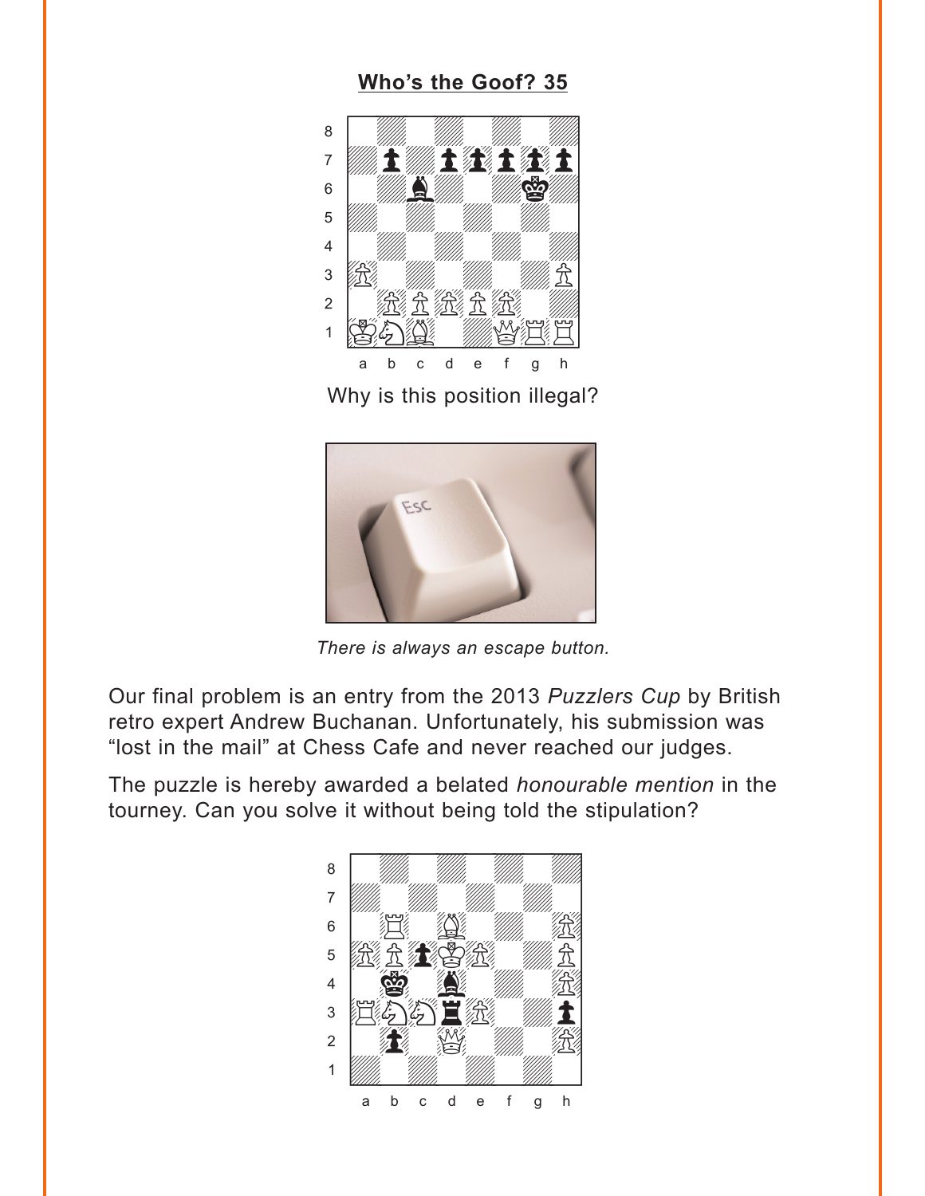## Who's the Goof? 35

Why is this position illegal?

*There is always an escape button.*

Our final problem is an entry from the 2013 *Puzzlers Cup* by British retro expert Andrew Buchanan. Unfortunately, his submission was "lost in the mail" at Chess Cafe and never reached our judges.

The puzzle is hereby awarded a belated *honourable mention* in the tourney. Can you solve it without being told the stipulation?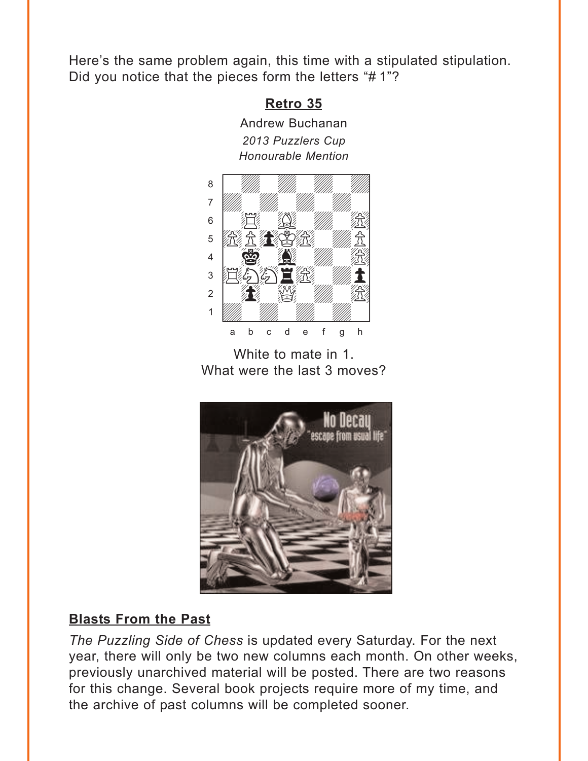Here's the same problem again, this time with a stipulated stipulation. Did you notice that the pieces form the letters "# 1"?

**Retro 35**

Andrew Buchanan

*2013 Puzzlers Cup*

*Honourable Mention*

White to mate in 1.
What were the last 3 moves?

## Blasts From the Past

*The Puzzling Side of Chess* is updated every Saturday. For the next year, there will only be two new columns each month. On other weeks, previously unarchived material will be posted. There are two reasons for this change. Several book projects require more of my time, and the archive of past columns will be completed sooner.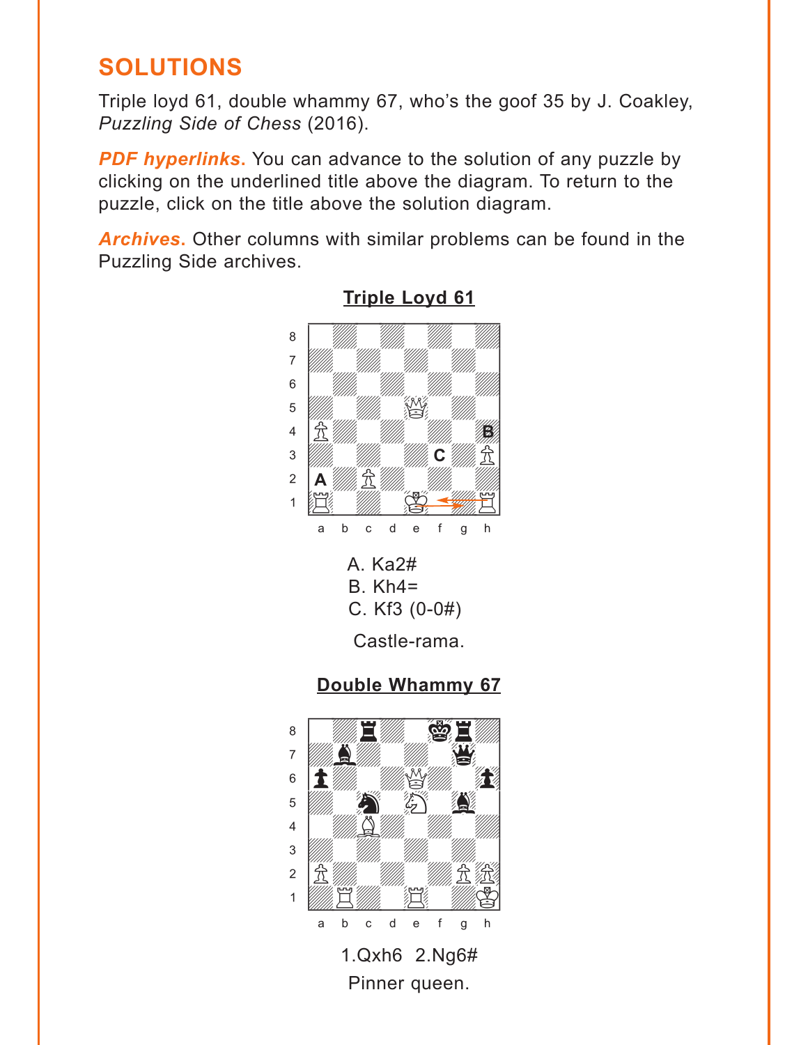## SOLUTIONS

Triple loyd 61, double whammy 67, who's the goof 35 by J. Coakley, *Puzzling Side of Chess* (2016).

***PDF hyperlinks.*** You can advance to the solution of any puzzle by clicking on the underlined title above the diagram. To return to the puzzle, click on the title above the solution diagram.

***Archives.*** Other columns with similar problems can be found in the Puzzling Side archives.

### Triple Loyd 61

A. Ka2#
B. Kh4=
C. Kf3 (0-0#)

Castle-rama.

### Double Whammy 67

1.Qxh6 2.Ng6#

Pinner queen.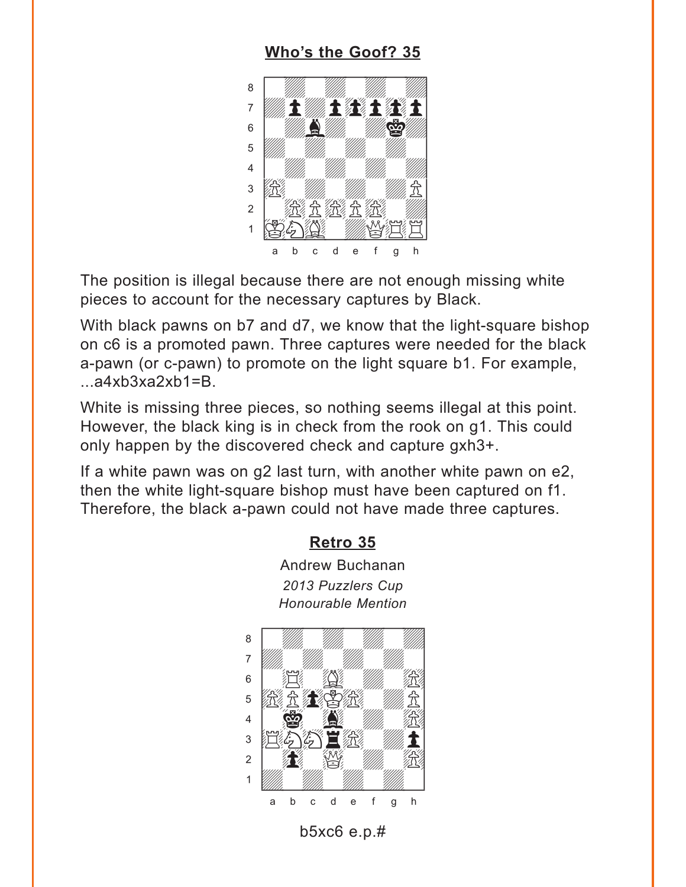## Who's the Goof? 35

The position is illegal because there are not enough missing white pieces to account for the necessary captures by Black.

With black pawns on b7 and d7, we know that the light-square bishop on c6 is a promoted pawn. Three captures were needed for the black a-pawn (or c-pawn) to promote on the light square b1. For example, ...a4xb3xa2xb1=B.

White is missing three pieces, so nothing seems illegal at this point. However, the black king is in check from the rook on g1. This could only happen by the discovered check and capture gxh3+.

If a white pawn was on g2 last turn, with another white pawn on e2, then the white light-square bishop must have been captured on f1. Therefore, the black a-pawn could not have made three captures.

## Retro 35

Andrew Buchanan

*2013 Puzzlers Cup*

*Honourable Mention*

b5xc6 e.p.#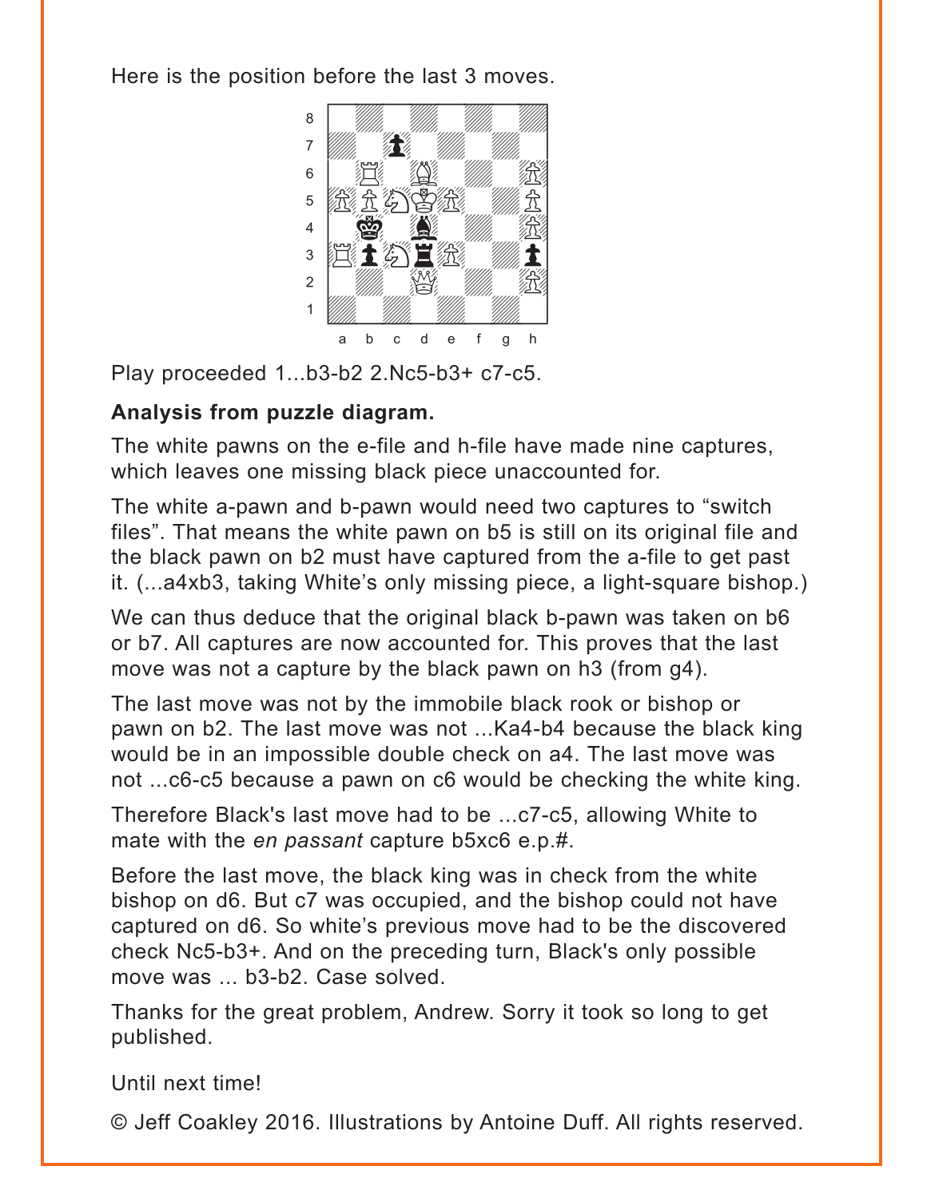Here is the position before the last 3 moves.

Play proceeded 1...b3-b2 2.Nc5-b3+ c7-c5.

**Analysis from puzzle diagram.**

The white pawns on the e-file and h-file have made nine captures, which leaves one missing black piece unaccounted for.

The white a-pawn and b-pawn would need two captures to “switch files”. That means the white pawn on b5 is still on its original file and the black pawn on b2 must have captured from the a-file to get past it. (...a4xb3, taking White’s only missing piece, a light-square bishop.)

We can thus deduce that the original black b-pawn was taken on b6 or b7. All captures are now accounted for. This proves that the last move was not a capture by the black pawn on h3 (from g4).

The last move was not by the immobile black rook or bishop or pawn on b2. The last move was not ...Ka4-b4 because the black king would be in an impossible double check on a4. The last move was not ...c6-c5 because a pawn on c6 would be checking the white king.

Therefore Black's last move had to be ...c7-c5, allowing White to mate with the *en passant* capture b5xc6 e.p.#.

Before the last move, the black king was in check from the white bishop on d6. But c7 was occupied, and the bishop could not have captured on d6. So white’s previous move had to be the discovered check Nc5-b3+. And on the preceding turn, Black's only possible move was ... b3-b2. Case solved.

Thanks for the great problem, Andrew. Sorry it took so long to get published.

Until next time!

© Jeff Coakley 2016. Illustrations by Antoine Duff. All rights reserved.